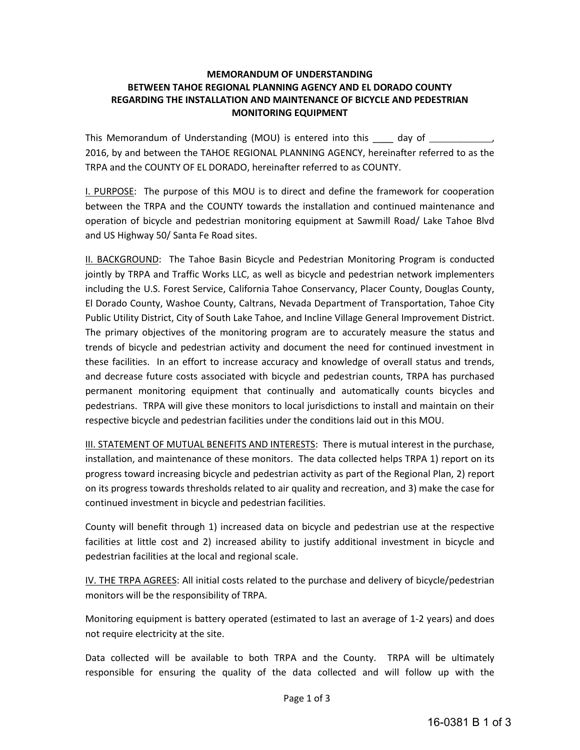**MEMORANDUM OF UNDERSTANDING**
**BETWEEN TAHOE REGIONAL PLANNING AGENCY AND EL DORADO COUNTY**
**REGARDING THE INSTALLATION AND MAINTENANCE OF BICYCLE AND PEDESTRIAN MONITORING EQUIPMENT**

This Memorandum of Understanding (MOU) is entered into this ____ day of ____________, 2016, by and between the TAHOE REGIONAL PLANNING AGENCY, hereinafter referred to as the TRPA and the COUNTY OF EL DORADO, hereinafter referred to as COUNTY.

<u>I. PURPOSE</u>: The purpose of this MOU is to direct and define the framework for cooperation between the TRPA and the COUNTY towards the installation and continued maintenance and operation of bicycle and pedestrian monitoring equipment at Sawmill Road/ Lake Tahoe Blvd and US Highway 50/ Santa Fe Road sites.

<u>II. BACKGROUND</u>: The Tahoe Basin Bicycle and Pedestrian Monitoring Program is conducted jointly by TRPA and Traffic Works LLC, as well as bicycle and pedestrian network implementers including the U.S. Forest Service, California Tahoe Conservancy, Placer County, Douglas County, El Dorado County, Washoe County, Caltrans, Nevada Department of Transportation, Tahoe City Public Utility District, City of South Lake Tahoe, and Incline Village General Improvement District. The primary objectives of the monitoring program are to accurately measure the status and trends of bicycle and pedestrian activity and document the need for continued investment in these facilities. In an effort to increase accuracy and knowledge of overall status and trends, and decrease future costs associated with bicycle and pedestrian counts, TRPA has purchased permanent monitoring equipment that continually and automatically counts bicycles and pedestrians. TRPA will give these monitors to local jurisdictions to install and maintain on their respective bicycle and pedestrian facilities under the conditions laid out in this MOU.

<u>III. STATEMENT OF MUTUAL BENEFITS AND INTERESTS</u>: There is mutual interest in the purchase, installation, and maintenance of these monitors. The data collected helps TRPA 1) report on its progress toward increasing bicycle and pedestrian activity as part of the Regional Plan, 2) report on its progress towards thresholds related to air quality and recreation, and 3) make the case for continued investment in bicycle and pedestrian facilities.

County will benefit through 1) increased data on bicycle and pedestrian use at the respective facilities at little cost and 2) increased ability to justify additional investment in bicycle and pedestrian facilities at the local and regional scale.

<u>IV. THE TRPA AGREES</u>: All initial costs related to the purchase and delivery of bicycle/pedestrian monitors will be the responsibility of TRPA.

Monitoring equipment is battery operated (estimated to last an average of 1-2 years) and does not require electricity at the site.

Data collected will be available to both TRPA and the County. TRPA will be ultimately responsible for ensuring the quality of the data collected and will follow up with the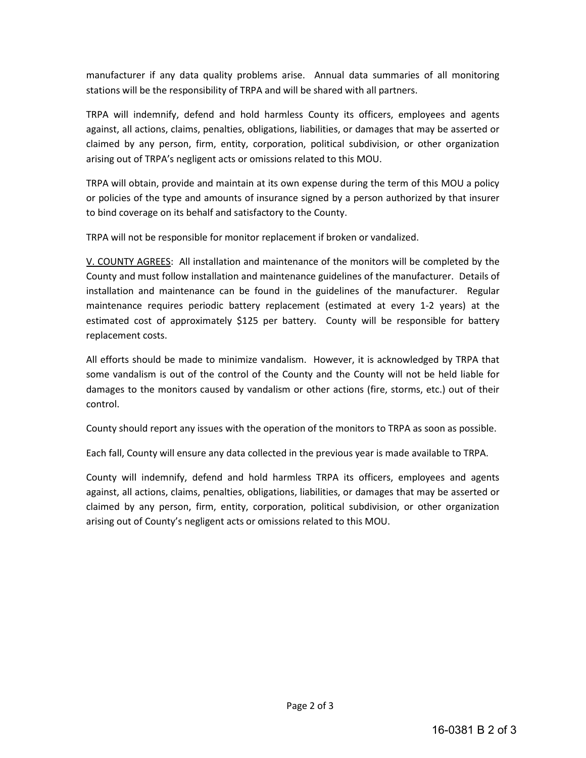manufacturer if any data quality problems arise. Annual data summaries of all monitoring stations will be the responsibility of TRPA and will be shared with all partners.

TRPA will indemnify, defend and hold harmless County its officers, employees and agents against, all actions, claims, penalties, obligations, liabilities, or damages that may be asserted or claimed by any person, firm, entity, corporation, political subdivision, or other organization arising out of TRPA's negligent acts or omissions related to this MOU.

TRPA will obtain, provide and maintain at its own expense during the term of this MOU a policy or policies of the type and amounts of insurance signed by a person authorized by that insurer to bind coverage on its behalf and satisfactory to the County.

TRPA will not be responsible for monitor replacement if broken or vandalized.

V. COUNTY AGREES: All installation and maintenance of the monitors will be completed by the County and must follow installation and maintenance guidelines of the manufacturer. Details of installation and maintenance can be found in the guidelines of the manufacturer. Regular maintenance requires periodic battery replacement (estimated at every 1-2 years) at the estimated cost of approximately $125 per battery. County will be responsible for battery replacement costs.

All efforts should be made to minimize vandalism. However, it is acknowledged by TRPA that some vandalism is out of the control of the County and the County will not be held liable for damages to the monitors caused by vandalism or other actions (fire, storms, etc.) out of their control.

County should report any issues with the operation of the monitors to TRPA as soon as possible.

Each fall, County will ensure any data collected in the previous year is made available to TRPA.

County will indemnify, defend and hold harmless TRPA its officers, employees and agents against, all actions, claims, penalties, obligations, liabilities, or damages that may be asserted or claimed by any person, firm, entity, corporation, political subdivision, or other organization arising out of County's negligent acts or omissions related to this MOU.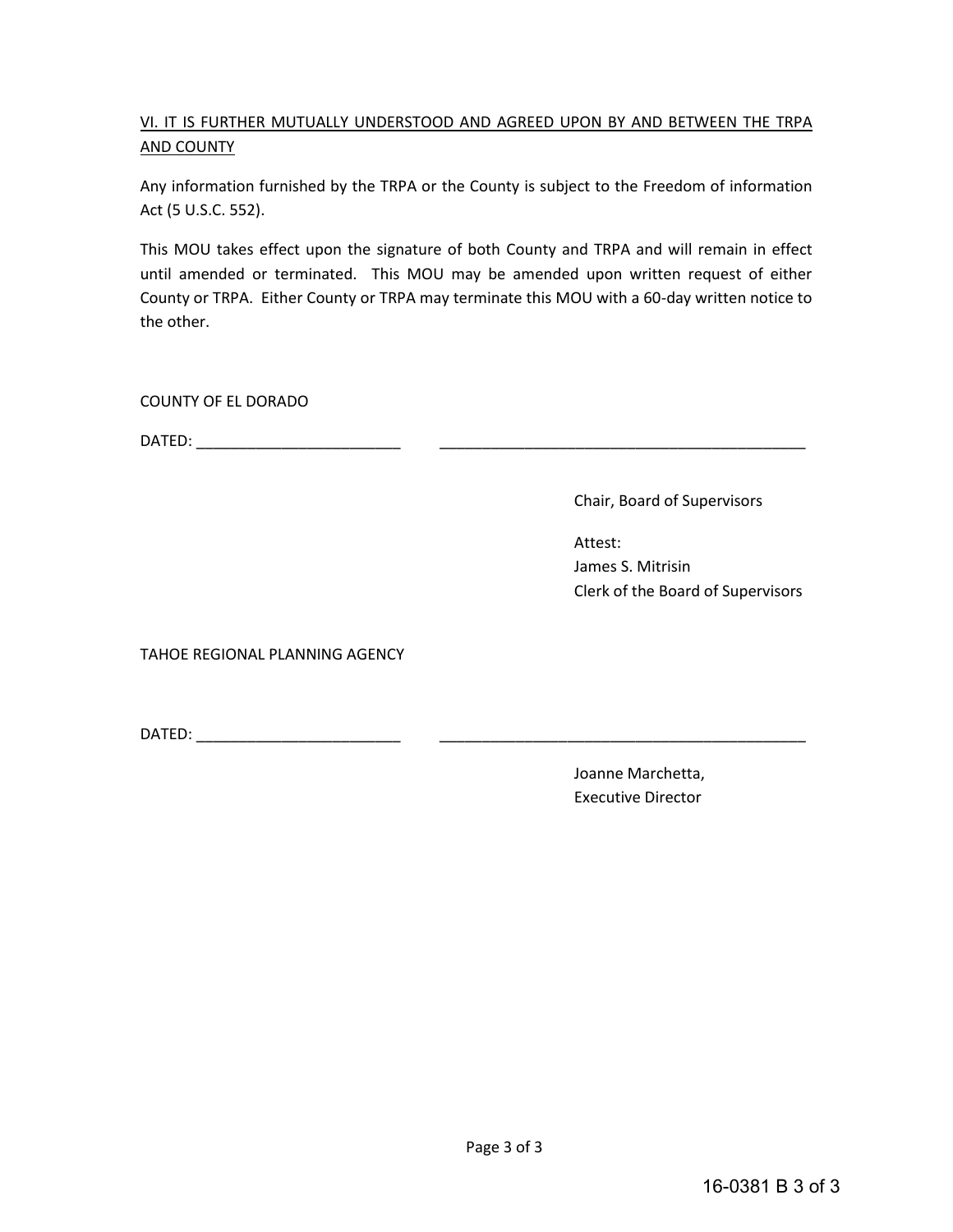## VI. IT IS FURTHER MUTUALLY UNDERSTOOD AND AGREED UPON BY AND BETWEEN THE TRPA AND COUNTY

Any information furnished by the TRPA or the County is subject to the Freedom of information Act (5 U.S.C. 552).

This MOU takes effect upon the signature of both County and TRPA and will remain in effect until amended or terminated. This MOU may be amended upon written request of either County or TRPA. Either County or TRPA may terminate this MOU with a 60-day written notice to the other.

COUNTY OF EL DORADO

DATED: ________________________ ____________________________________________

Chair, Board of Supervisors

Attest:
James S. Mitrisin
Clerk of the Board of Supervisors

TAHOE REGIONAL PLANNING AGENCY

DATED: ________________________ ____________________________________________

Joanne Marchetta,
Executive Director